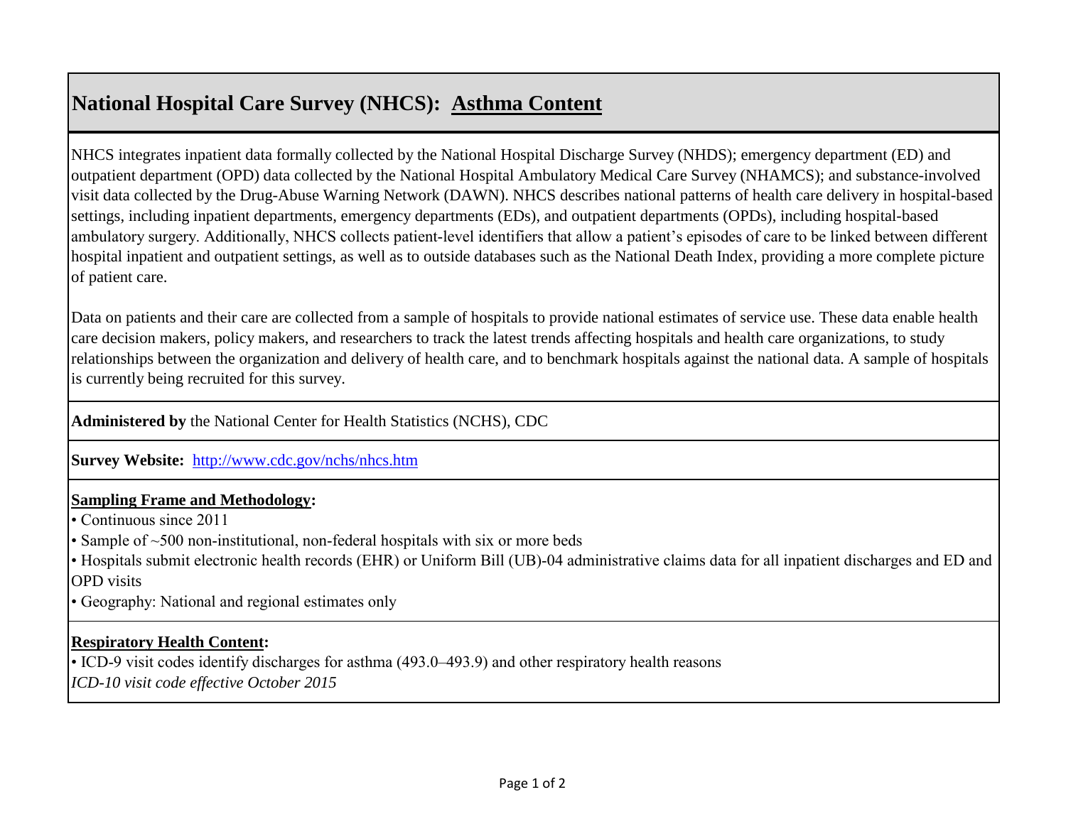# National Hospital Care Survey (NHCS): Asthma Content

NHCS integrates inpatient data formally collected by the National Hospital Discharge Survey (NHDS); emergency department (ED) and outpatient department (OPD) data collected by the National Hospital Ambulatory Medical Care Survey (NHAMCS); and substance-involved visit data collected by the Drug-Abuse Warning Network (DAWN). NHCS describes national patterns of health care delivery in hospital-based settings, including inpatient departments, emergency departments (EDs), and outpatient departments (OPDs), including hospital-based ambulatory surgery. Additionally, NHCS collects patient-level identifiers that allow a patient's episodes of care to be linked between different hospital inpatient and outpatient settings, as well as to outside databases such as the National Death Index, providing a more complete picture of patient care.

Data on patients and their care are collected from a sample of hospitals to provide national estimates of service use. These data enable health care decision makers, policy makers, and researchers to track the latest trends affecting hospitals and health care organizations, to study relationships between the organization and delivery of health care, and to benchmark hospitals against the national data. A sample of hospitals is currently being recruited for this survey.

**Administered by** the National Center for Health Statistics (NCHS), CDC

**Survey Website:** [http://www.cdc.gov/nchs/nhcs.htm](http://www.cdc.gov/nchs/nhcs.htm)

**Sampling Frame and Methodology:**

- Continuous since 2011
- Sample of ~500 non-institutional, non-federal hospitals with six or more beds
- Hospitals submit electronic health records (EHR) or Uniform Bill (UB)-04 administrative claims data for all inpatient discharges and ED and OPD visits
- Geography: National and regional estimates only

**Respiratory Health Content:**

- ICD-9 visit codes identify discharges for asthma (493.0–493.9) and other respiratory health reasons

*ICD-10 visit code effective October 2015*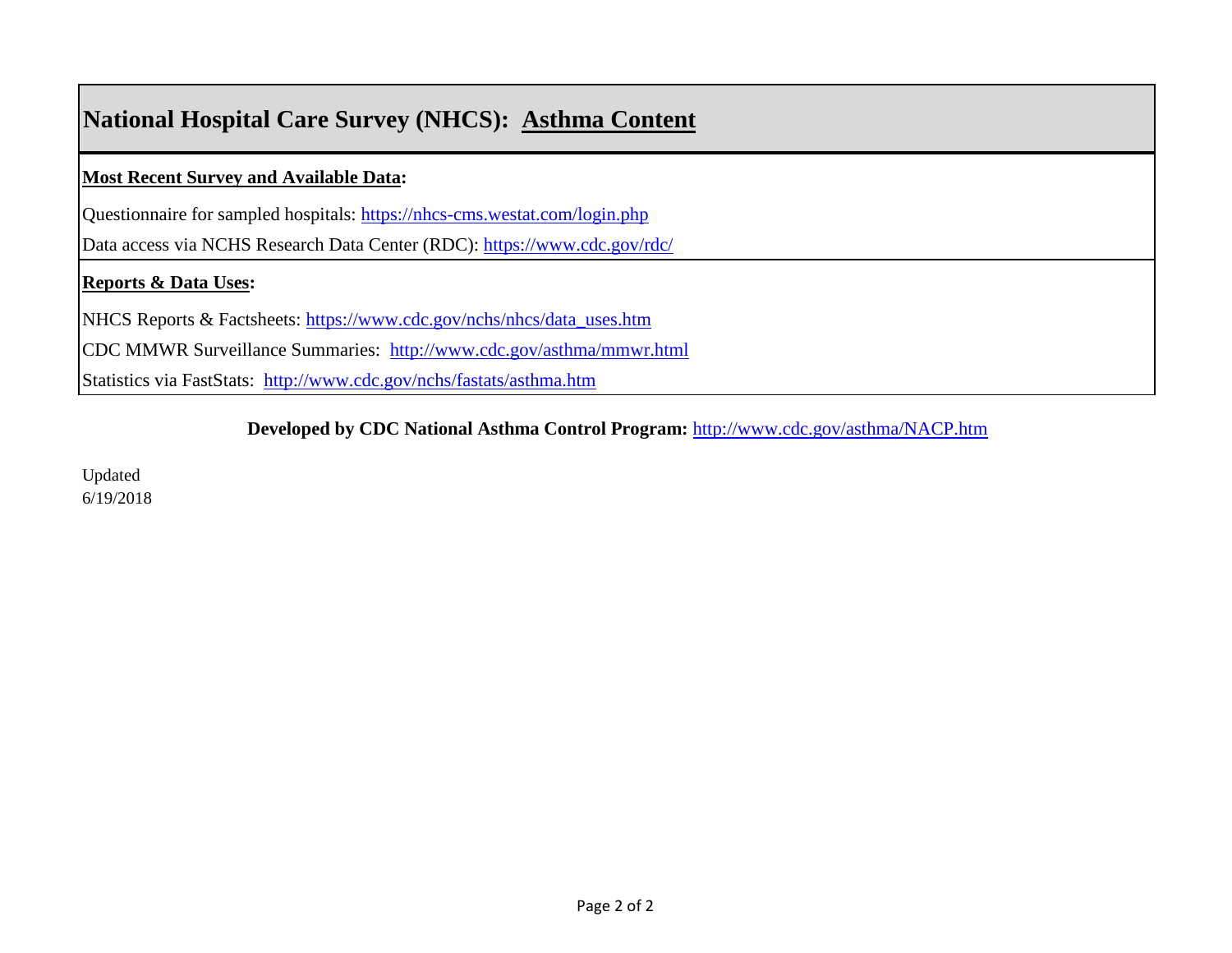# National Hospital Care Survey (NHCS): Asthma Content

**Most Recent Survey and Available Data:**

Questionnaire for sampled hospitals: https://nhcs-cms.westat.com/login.php

Data access via NCHS Research Data Center (RDC): https://www.cdc.gov/rdc/

**Reports & Data Uses:**

NHCS Reports & Factsheets: https://www.cdc.gov/nchs/nhcs/data_uses.htm

CDC MMWR Surveillance Summaries: http://www.cdc.gov/asthma/mmwr.html

Statistics via FastStats: http://www.cdc.gov/nchs/fastats/asthma.htm

**Developed by CDC National Asthma Control Program:** http://www.cdc.gov/asthma/NACP.htm

Updated
6/19/2018